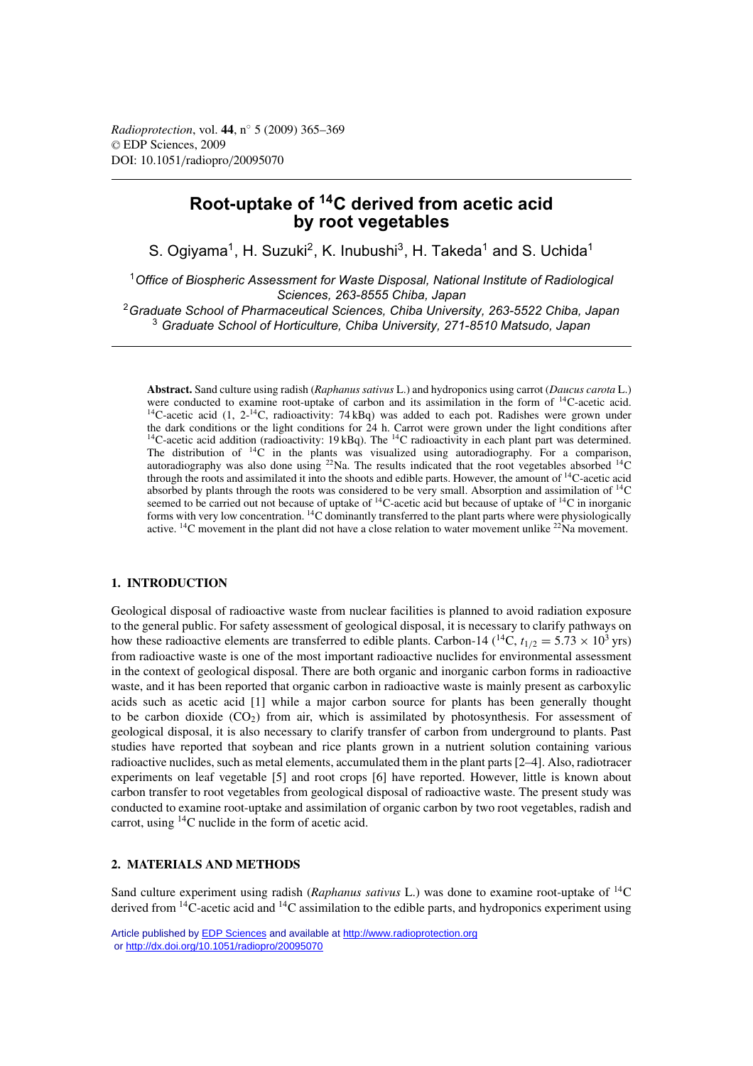# Root-uptake of $^{14}$C derived from acetic acid by root vegetables

S. Ogiyama[1], H. Suzuki[2], K. Inubushi[3], H. Takeda[1] and S. Uchida[1]

[1] *Office of Biospheric Assessment for Waste Disposal, National Institute of Radiological Sciences, 263-8555 Chiba, Japan*
[2] *Graduate School of Pharmaceutical Sciences, Chiba University, 263-5522 Chiba, Japan*
[3] *Graduate School of Horticulture, Chiba University, 271-8510 Matsudo, Japan*

**Abstract.** Sand culture using radish (*Raphanus sativus* L.) and hydroponics using carrot (*Daucus carota* L.) were conducted to examine root-uptake of carbon and its assimilation in the form of $^{14}$C-acetic acid. $^{14}$C-acetic acid (1, 2-$^{14}$C, radioactivity: 74 kBq) was added to each pot. Radishes were grown under the dark conditions or the light conditions for 24 h. Carrot were grown under the light conditions after $^{14}$C-acetic acid addition (radioactivity: 19 kBq). The $^{14}$C radioactivity in each plant part was determined. The distribution of $^{14}$C in the plants was visualized using autoradiography. For a comparison, autoradiography was also done using $^{22}$Na. The results indicated that the root vegetables $^{14}$C through the roots and assimilated it into the shoots and edible parts. However, the amount of $^{14}$C-acetic acid absorbed by plants through the roots was considered to be very small. Absorption and assimilation of $^{14}$C seemed to be carried out not because of uptake of $^{14}$C-acetic acid but because of uptake of $^{14}$C in inorganic forms with very low concentration. $^{14}$C dominantly transferred to the plant parts where were physiologically active. $^{14}$C movement in the plant did not have a close relation to water movement unlike $^{22}$Na movement.

## 1. INTRODUCTION

Geological disposal of radioactive waste from nuclear facilities is planned to avoid radiation exposure to the general public. For safety assessment of geological disposal, it is necessary to clarify pathways on how these radioactive elements are transferred to edible plants. Carbon-14 ($^{14}$C, $t_{1/2} = 5.73 \times 10^3$ yrs) from radioactive waste is one of the most important radioactive nuclides for environmental assessment in the context of geological disposal. There are both organic and inorganic carbon forms in radioactive waste, and it has been reported that organic carbon in radioactive waste is mainly present as carboxylic acids such as acetic acid [1] while a major carbon source for plants has been generally thought to be carbon dioxide ($CO_2$) from air, which is assimilated by photosynthesis. For assessment of geological disposal, it is also necessary to clarify transfer of carbon from underground to plants. Past studies have reported that soybean and rice plants grown in a nutrient solution containing various radioactive nuclides, such as metal elements, accumulated them in the plant parts [2–4]. Also, radiotracer experiments on leaf vegetable [5] and root crops [6] have reported. However, little is known about carbon transfer to root vegetables from geological disposal of radioactive waste. The present study was conducted to examine root-uptake and assimilation of organic carbon by two root vegetables, radish and carrot, using $^{14}$C nuclide in the form of acetic acid.

## 2. MATERIALS AND METHODS

Sand culture experiment using radish (*Raphanus sativus* L.) was done to examine root-uptake of $^{14}$C derived from $^{14}$C-acetic acid and $^{14}$C assimilation to the edible parts, and hydroponics experiment using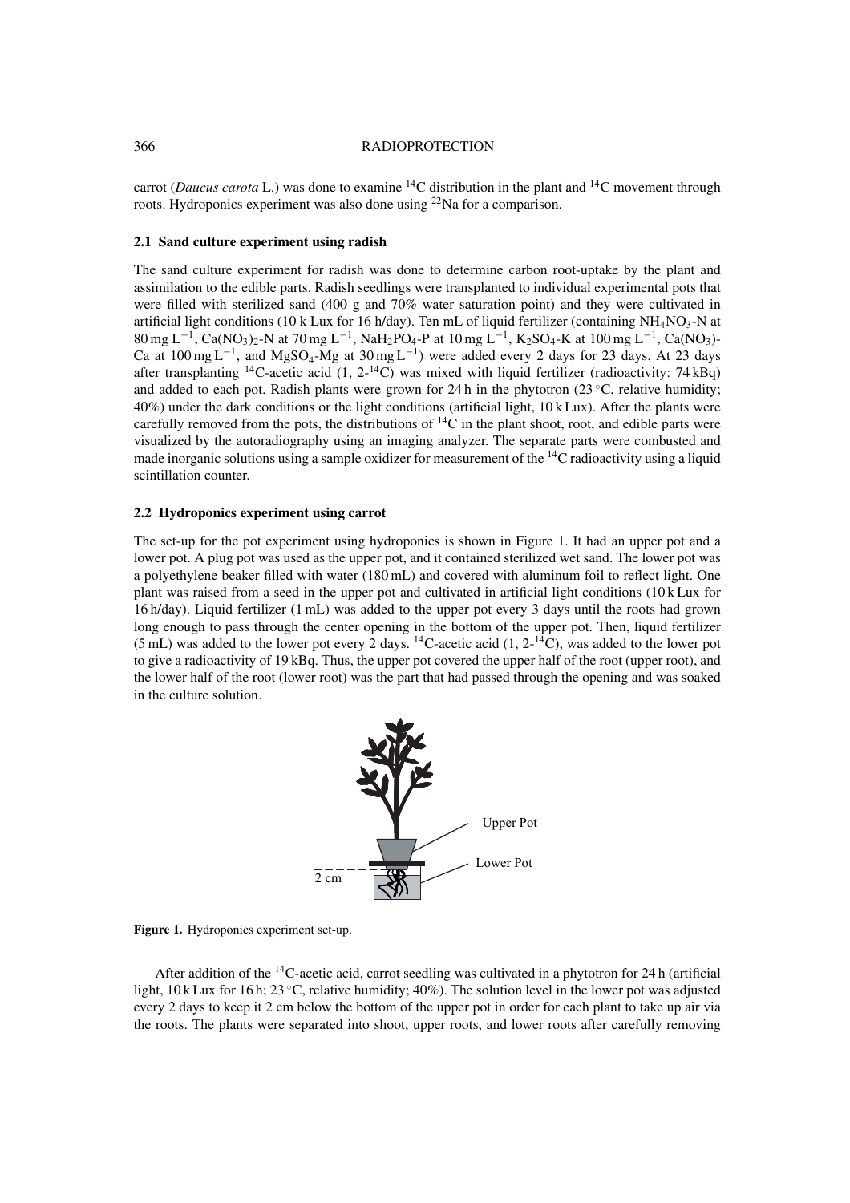carrot (*Daucus carota* L.) was done to examine $^{14}C$ distribution in the plant and $^{14}C$ movement through roots. Hydroponics experiment was also done using $^{22}Na$ for a comparison.

### 2.1 Sand culture experiment using radish

The sand culture experiment for radish was done to determine carbon root-uptake by the plant and assimilation to the edible parts. Radish seedlings were transplanted to individual experimental pots that were filled with sterilized sand (400 g and 70% water saturation point) and they were cultivated in artificial light conditions (10 k Lux for 16 h/day). Ten mL of liquid fertilizer (containing $NH_4NO_3$-N at 80 mg $L^{-1}$, $Ca(NO_3)_2$-N at 70 mg $L^{-1}$, $NaH_2PO_4$-P at 10 mg $L^{-1}$, $K_2SO_4$-K at 100 mg $L^{-1}$, $Ca(NO_3)$-Ca at 100 mg $L^{-1}$, and $MgSO_4$-Mg at 30 mg $L^{-1}$) were added every 2 days for 23 days. At 23 days after transplanting $^{14}C$-acetic acid (1, 2-$^{14}C$) was mixed with liquid fertilizer (radioactivity: 74 kBq) and added to each pot. Radish plants were grown for 24 h in the phytotron (23 °C, relative humidity; 40%) under the dark conditions or the light conditions (artificial light, 10 k Lux). After the plants were carefully removed from the pots, the distributions of $^{14}C$ in the plant shoot, root, and edible parts were visualized by the autoradiography using an imaging analyzer. The separate parts were combusted and made inorganic solutions using a sample oxidizer for measurement of the $^{14}C$ radioactivity using a liquid scintillation counter.

### 2.2 Hydroponics experiment using carrot

The set-up for the pot experiment using hydroponics is shown in Figure 1. It had an upper pot and a lower pot. A plug pot was used as the upper pot, and it contained sterilized wet sand. The lower pot was a polyethylene beaker filled with water (180 mL) and covered with aluminum foil to reflect light. One plant was raised from a seed in the upper pot and cultivated in artificial light conditions (10 k Lux for 16 h/day). Liquid fertilizer (1 mL) was added to the upper pot every 3 days until the roots had grown long enough to pass through the center opening in the bottom of the upper pot. Then, liquid fertilizer (5 mL) was added to the lower pot every 2 days. $^{14}C$-acetic acid (1, 2-$^{14}C$), was added to the lower pot to give a radioactivity of 19 kBq. Thus, the upper pot covered the upper half of the root (upper root), and the lower half of the root (lower root) was the part that had passed through the opening and was soaked in the culture solution.

Upper Pot

Lower Pot

2 cm

**Figure 1.** Hydroponics experiment set-up.

After addition of the $^{14}C$-acetic acid, carrot seedling was cultivated in a phytotron for 24 h (artificial light, 10 k Lux for 16 h; 23 °C, relative humidity; 40%). The solution level in the lower pot was adjusted every 2 days to keep it 2 cm below the bottom of the upper pot in order for each plant to take up air via the roots. The plants were separated into shoot, upper roots, and lower roots after carefully removing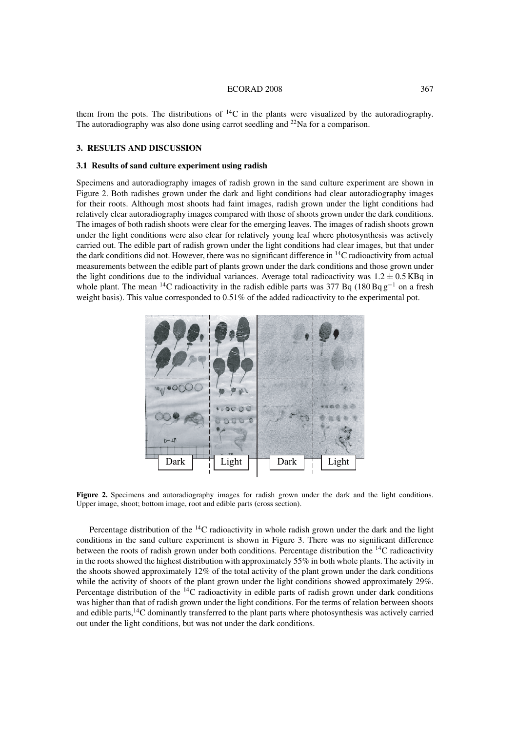them from the pots. The distributions of $^{14}C$ in the plants were visualized by the autoradiography. The autoradiography was also done using carrot seedling and $^{22}Na$ for a comparison.

## 3. RESULTS AND DISCUSSION

### 3.1 Results of sand culture experiment using radish

Specimens and autoradiography images of radish grown in the sand culture experiment are shown in Figure 2. Both radishes grown under the dark and light conditions had clear autoradiography images for their roots. Although most shoots had faint images, radish grown under the light conditions had relatively clear autoradiography images compared with those of shoots grown under the dark conditions. The images of both radish shoots were clear for the emerging leaves. The images of radish shoots grown under the light conditions were also clear for relatively young leaf where photosynthesis was actively carried out. The edible part of radish grown under the light conditions had clear images, but that under the dark conditions did not. However, there was no significant difference in $^{14}C$ radioactivity from actual measurements between the edible part of plants grown under the dark conditions and those grown under the light conditions due to the individual variances. Average total radioactivity was $1.2 \pm 0.5$ KBq in whole plant. The mean $^{14}C$ radioactivity in the radish edible parts was 377 Bq (180 Bq $g^{-1}$ on a fresh weight basis). This value corresponded to 0.51% of the added radioactivity to the experimental pot.

**Figure 2.** Specimens and autoradiography images for radish grown under the dark and the light conditions. Upper image, shoot; bottom image, root and edible parts (cross section).

Percentage distribution of the $^{14}C$ radioactivity in whole radish grown under the dark and the light conditions in the sand culture experiment is shown in Figure 3. There was no significant difference between the roots of radish grown under both conditions. Percentage distribution the $^{14}C$ radioactivity in the roots showed the highest distribution with approximately 55% in both whole plants. The activity in the shoots showed approximately 12% of the total activity of the plant grown under the dark conditions while the activity of shoots of the plant grown under the light conditions showed approximately 29%. Percentage distribution of the $^{14}C$ radioactivity in edible parts of radish grown under dark conditions was higher than that of radish grown under the light conditions. For the terms of relation between shoots and edible parts, $^{14}C$ dominantly transferred to the plant parts where photosynthesis was actively carried out under the light conditions, but was not under the dark conditions.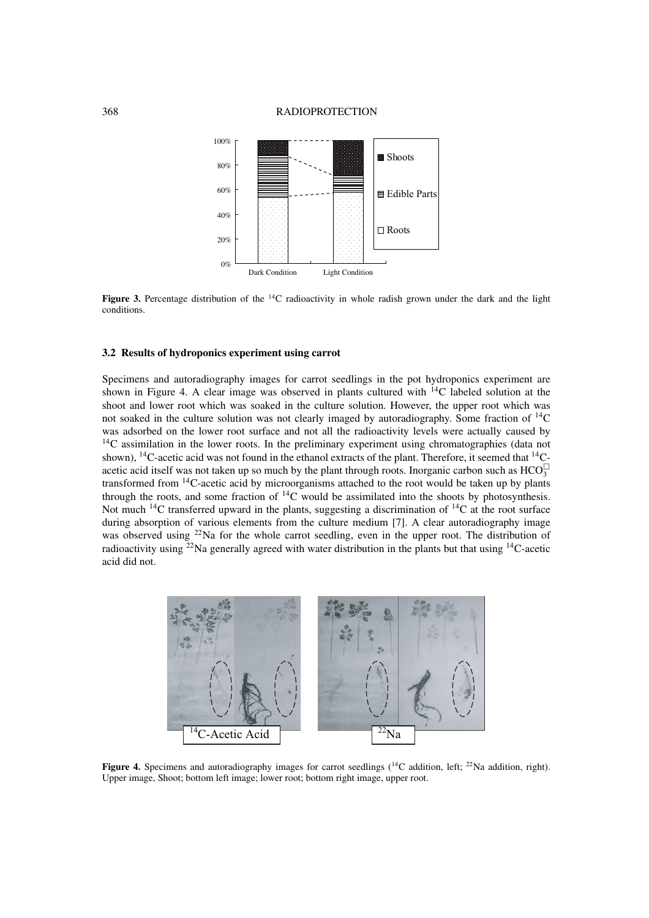**Figure 3.** Percentage distribution of the $^{14}C$ radioactivity in whole radish grown under the dark and the light conditions.

### 3.2 Results of hydroponics experiment using carrot

Specimens and autoradiography images for carrot seedlings in the pot hydroponics experiment are shown in Figure 4. A clear image was observed in plants cultured with $^{14}C$ labeled solution at the shoot and lower root which was soaked in the culture solution. However, the upper root which was not soaked in the culture solution was not clearly imaged by autoradiography. Some fraction of $^{14}C$ was adsorbed on the lower root surface and not all the radioactivity levels were actually caused by $^{14}C$ assimilation in the lower roots. In the preliminary experiment using chromatographies (data not shown), $^{14}C$-acetic acid was not found in the ethanol extracts of the plant. Therefore, it seemed that $^{14}C$-acetic acid itself was not taken up so much by the plant through roots. Inorganic carbon such as $HCO_3^-$ transformed from $^{14}C$-acetic acid by microorganisms attached to the root would be taken up by plants through the roots, and some fraction of $^{14}C$ would be assimilated into the shoots by photosynthesis. Not much $^{14}C$ transferred upward in the plants, suggesting a discrimination of $^{14}C$ at the root surface during absorption of various elements from the culture medium [7]. A clear autoradiography image was observed using $^{22}Na$ for the whole carrot seedling, even in the upper root. The distribution of radioactivity using $^{22}Na$ generally agreed with water distribution in the plants but that using $^{14}C$-acetic acid did not.

**Figure 4.** Specimens and autoradiography images for carrot seedlings ($^{14}C$ addition, left; $^{22}Na$ addition, right). Upper image, Shoot; bottom left image; lower root; bottom right image, upper root.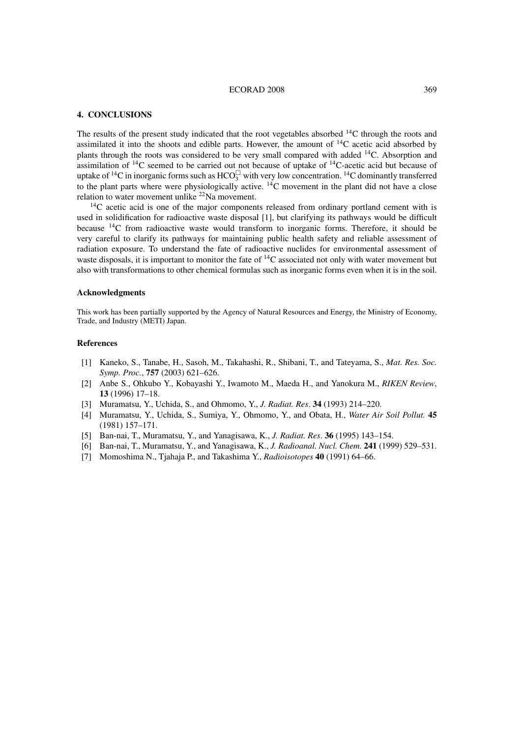## 4. CONCLUSIONS

The results of the present study indicated that the root vegetables absorbed $^{14}C$ through the roots and assimilated it into the shoots and edible parts. However, the amount of $^{14}C$ acetic acid absorbed by plants through the roots was considered to be very small compared with added $^{14}C$. Absorption and assimilation of $^{14}C$ seemed to be carried out not because of uptake of $^{14}C$-acetic acid but because of uptake of $^{14}C$ in inorganic forms such as $HCO_3^{\square}$ with very low concentration. $^{14}C$ dominantly transferred to the plant parts where were physiologically active. $^{14}C$ movement in the plant did not have a close relation to water movement unlike $^{22}Na$ movement.

$^{14}C$ acetic acid is one of the major components released from ordinary portland cement with is used in solidification for radioactive waste disposal [1], but clarifying its pathways would be difficult because $^{14}C$ from radioactive waste would transform to inorganic forms. Therefore, it should be very careful to clarify its pathways for maintaining public health safety and reliable assessment of radiation exposure. To understand the fate of radioactive nuclides for environmental assessment of waste disposals, it is important to monitor the fate of $^{14}C$ associated not only with water movement but also with transformations to other chemical formulas such as inorganic forms even when it is in the soil.

### Acknowledgments

This work has been partially supported by the Agency of Natural Resources and Energy, the Ministry of Economy, Trade, and Industry (METI) Japan.

### References

[1] Kaneko, S., Tanabe, H., Sasoh, M., Takahashi, R., Shibani, T., and Tateyama, S., *Mat. Res. Soc. Symp. Proc.*, **757** (2003) 621–626.

[2] Anbe S., Ohkubo Y., Kobayashi Y., Iwamoto M., Maeda H., and Yanokura M., *RIKEN Review*, **13** (1996) 17–18.

[3] Muramatsu, Y., Uchida, S., and Ohmomo, Y., *J. Radiat. Res*. **34** (1993) 214–220.

[4] Muramatsu, Y., Uchida, S., Sumiya, Y., Ohmomo, Y., and Obata, H., *Water Air Soil Pollut.* **45** (1981) 157–171.

[5] Ban-nai, T., Muramatsu, Y., and Yanagisawa, K., *J. Radiat. Res*. **36** (1995) 143–154.

[6] Ban-nai, T., Muramatsu, Y., and Yanagisawa, K., *J. Radioanal. Nucl. Chem.* **241** (1999) 529–531.

[7] Momoshima N., Tjahaja P., and Takashima Y., *Radioisotopes* **40** (1991) 64–66.